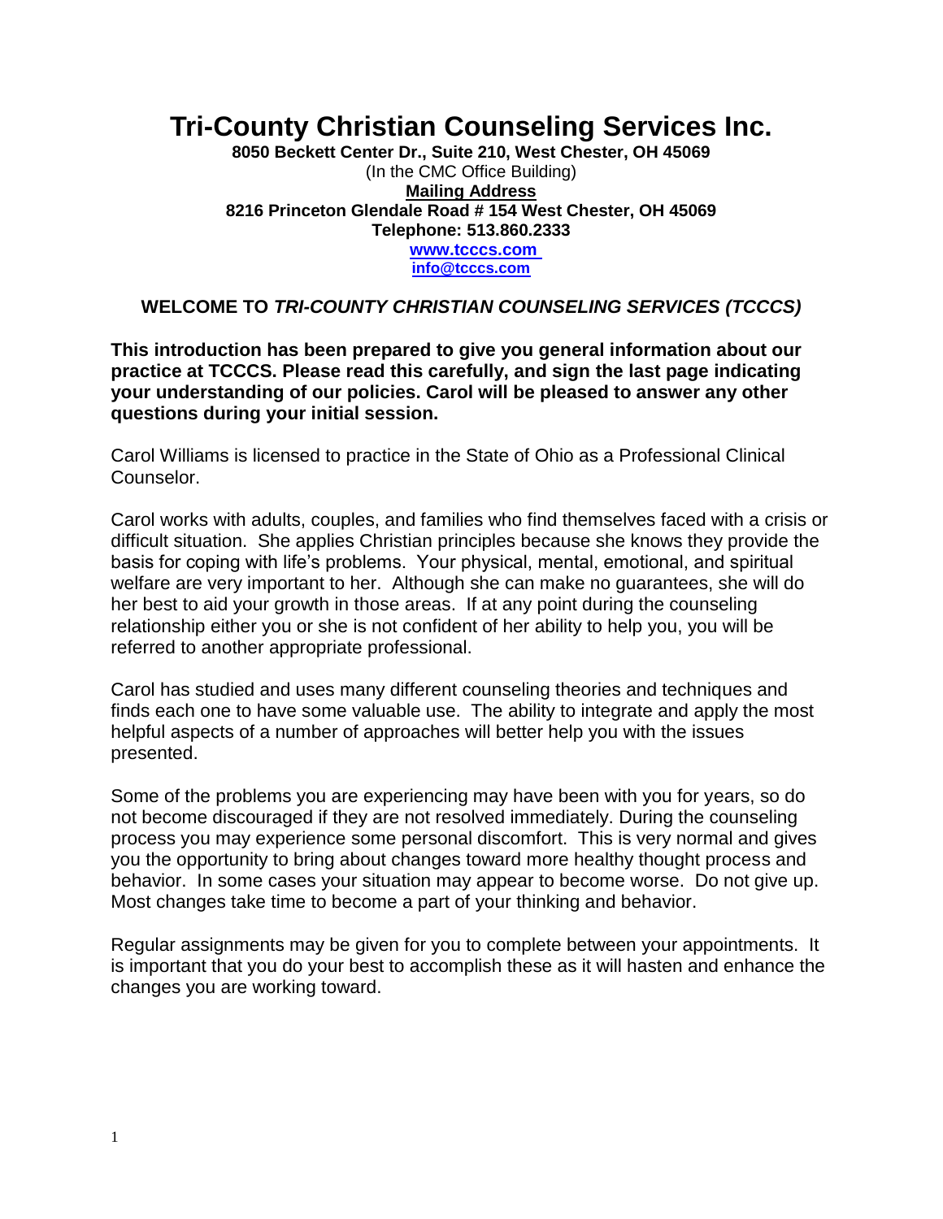# Tri-County Christian Counseling Services Inc.

**8050 Beckett Center Dr., Suite 210, West Chester, OH 45069**
(In the CMC Office Building)
**Mailing Address**
**8216 Princeton Glendale Road # 154 West Chester, OH 45069**
**Telephone: 513.860.2333**
**www.tcccs.com**
**info@tcccs.com**

## WELCOME TO *TRI-COUNTY CHRISTIAN COUNSELING SERVICES (TCCCS)*

**This introduction has been prepared to give you general information about our practice at TCCCS. Please read this carefully, and sign the last page indicating your understanding of our policies. Carol will be pleased to answer any other questions during your initial session.**

Carol Williams is licensed to practice in the State of Ohio as a Professional Clinical Counselor.

Carol works with adults, couples, and families who find themselves faced with a crisis or difficult situation. She applies Christian principles because she knows they provide the basis for coping with life's problems. Your physical, mental, emotional, and spiritual welfare are very important to her. Although she can make no guarantees, she will do her best to aid your growth in those areas. If at any point during the counseling relationship either you or she is not confident of her ability to help you, you will be referred to another appropriate professional.

Carol has studied and uses many different counseling theories and techniques and finds each one to have some valuable use. The ability to integrate and apply the most helpful aspects of a number of approaches will better help you with the issues presented.

Some of the problems you are experiencing may have been with you for years, so do not become discouraged if they are not resolved immediately. During the counseling process you may experience some personal discomfort. This is very normal and gives you the opportunity to bring about changes toward more healthy thought process and behavior. In some cases your situation may appear to become worse. Do not give up. Most changes take time to become a part of your thinking and behavior.

Regular assignments may be given for you to complete between your appointments. It is important that you do your best to accomplish these as it will hasten and enhance the changes you are working toward.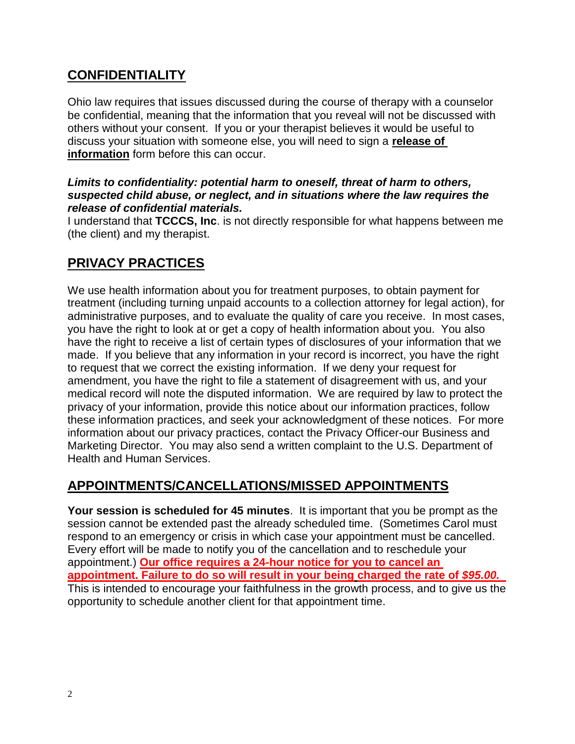## CONFIDENTIALITY

Ohio law requires that issues discussed during the course of therapy with a counselor be confidential, meaning that the information that you reveal will not be discussed with others without your consent. If you or your therapist believes it would be useful to discuss your situation with someone else, you will need to sign a **release of information** form before this can occur.

***Limits to confidentiality: potential harm to oneself, threat of harm to others, suspected child abuse, or neglect, and in situations where the law requires the release of confidential materials.***

I understand that **TCCCS, Inc**. is not directly responsible for what happens between me (the client) and my therapist.

## PRIVACY PRACTICES

We use health information about you for treatment purposes, to obtain payment for treatment (including turning unpaid accounts to a collection attorney for legal action), for administrative purposes, and to evaluate the quality of care you receive. In most cases, you have the right to look at or get a copy of health information about you. You also have the right to receive a list of certain types of disclosures of your information that we made. If you believe that any information in your record is incorrect, you have the right to request that we correct the existing information. If we deny your request for amendment, you have the right to file a statement of disagreement with us, and your medical record will note the disputed information. We are required by law to protect the privacy of your information, provide this notice about our information practices, follow these information practices, and seek your acknowledgment of these notices. For more information about our privacy practices, contact the Privacy Officer-our Business and Marketing Director. You may also send a written complaint to the U.S. Department of Health and Human Services.

## APPOINTMENTS/CANCELLATIONS/MISSED APPOINTMENTS

**Your session is scheduled for 45 minutes**. It is important that you be prompt as the session cannot be extended past the already scheduled time. (Sometimes Carol must respond to an emergency or crisis in which case your appointment must be cancelled. Every effort will be made to notify you of the cancellation and to reschedule your appointment.) **Our office requires a 24-hour notice for you to cancel an appointment. Failure to do so will result in your being charged the rate of *$95.00.*** This is intended to encourage your faithfulness in the growth process, and to give us the opportunity to schedule another client for that appointment time.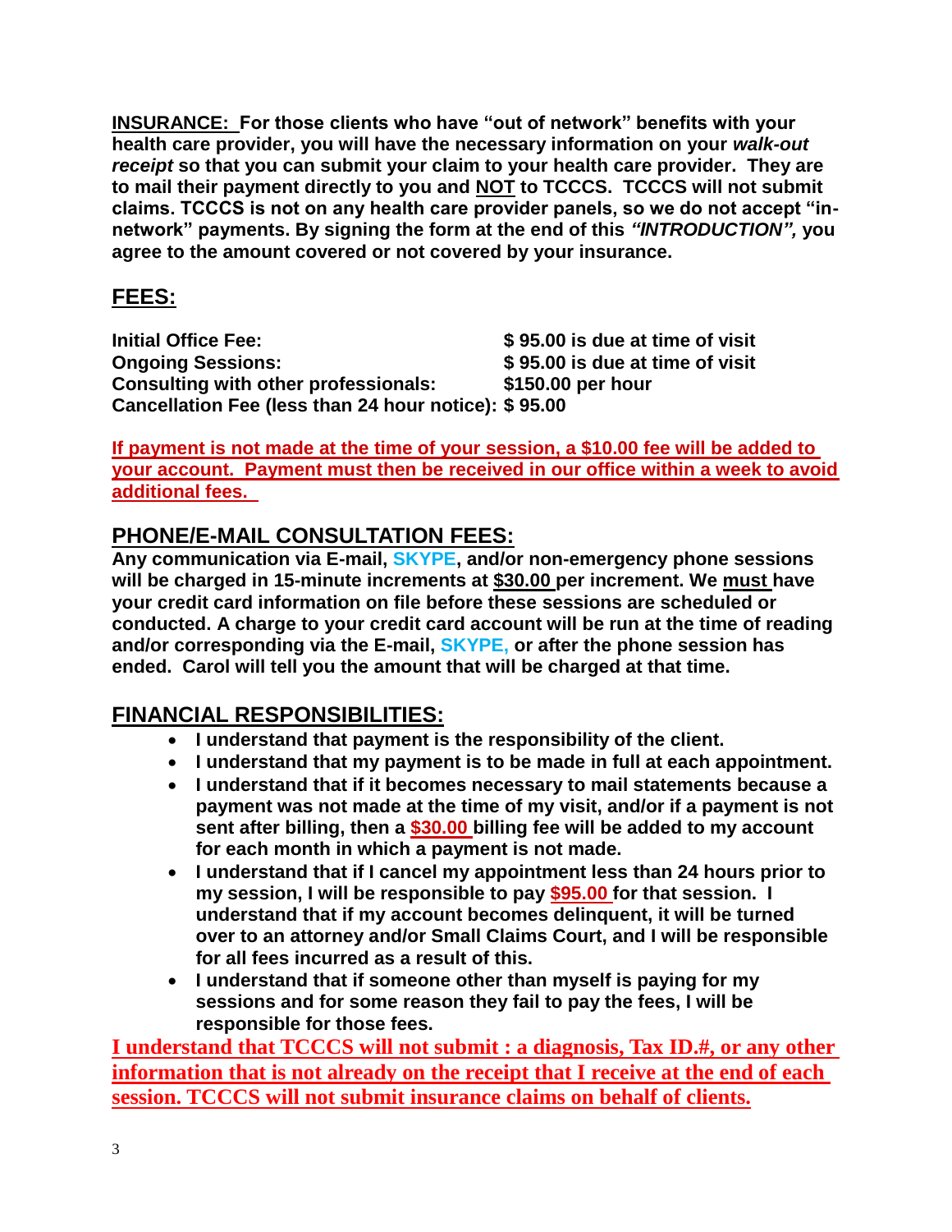**INSURANCE: For those clients who have "out of network" benefits with your health care provider, you will have the necessary information on your *walk-out receipt* so that you can submit your claim to your health care provider. They are to mail their payment directly to you and NOT to TCCCS. TCCCS will not submit claims. TCCCS is not on any health care provider panels, so we do not accept "in-network" payments. By signing the form at the end of this *"INTRODUCTION",* you agree to the amount covered or not covered by your insurance.**

## FEES:

| | |
|---|---|
| **Initial Office Fee:** | **$ 95.00 is due at time of visit** |
| **Ongoing Sessions:** | **$ 95.00 is due at time of visit** |
| **Consulting with other professionals:** | **$150.00 per hour** |
| **Cancellation Fee (less than 24 hour notice):** | **$ 95.00** |

**If payment is not made at the time of your session, a $10.00 fee will be added to your account. Payment must then be received in our office within a week to avoid additional fees.**

## PHONE/E-MAIL CONSULTATION FEES:

**Any communication via E-mail, SKYPE, and/or non-emergency phone sessions will be charged in 15-minute increments at $30.00 per increment. We must have your credit card information on file before these sessions are scheduled or conducted. A charge to your credit card account will be run at the time of reading and/or corresponding via the E-mail, SKYPE, or after the phone session has ended. Carol will tell you the amount that will be charged at that time.**

## FINANCIAL RESPONSIBILITIES:

- **I understand that payment is the responsibility of the client.**
- **I understand that my payment is to be made in full at each appointment.**
- **I understand that if it becomes necessary to mail statements because a payment was not made at the time of my visit, and/or if a payment is not sent after billing, then a $30.00 billing fee will be added to my account for each month in which a payment is not made.**
- **I understand that if I cancel my appointment less than 24 hours prior to my session, I will be responsible to pay $95.00 for that session. I understand that if my account becomes delinquent, it will be turned over to an attorney and/or Small Claims Court, and I will be responsible for all fees incurred as a result of this.**
- **I understand that if someone other than myself is paying for my sessions and for some reason they fail to pay the fees, I will be responsible for those fees.**

**I understand that TCCCS will not submit : a diagnosis, Tax ID.#, or any other information that is not already on the receipt that I receive at the end of each session. TCCCS will not submit insurance claims on behalf of clients.**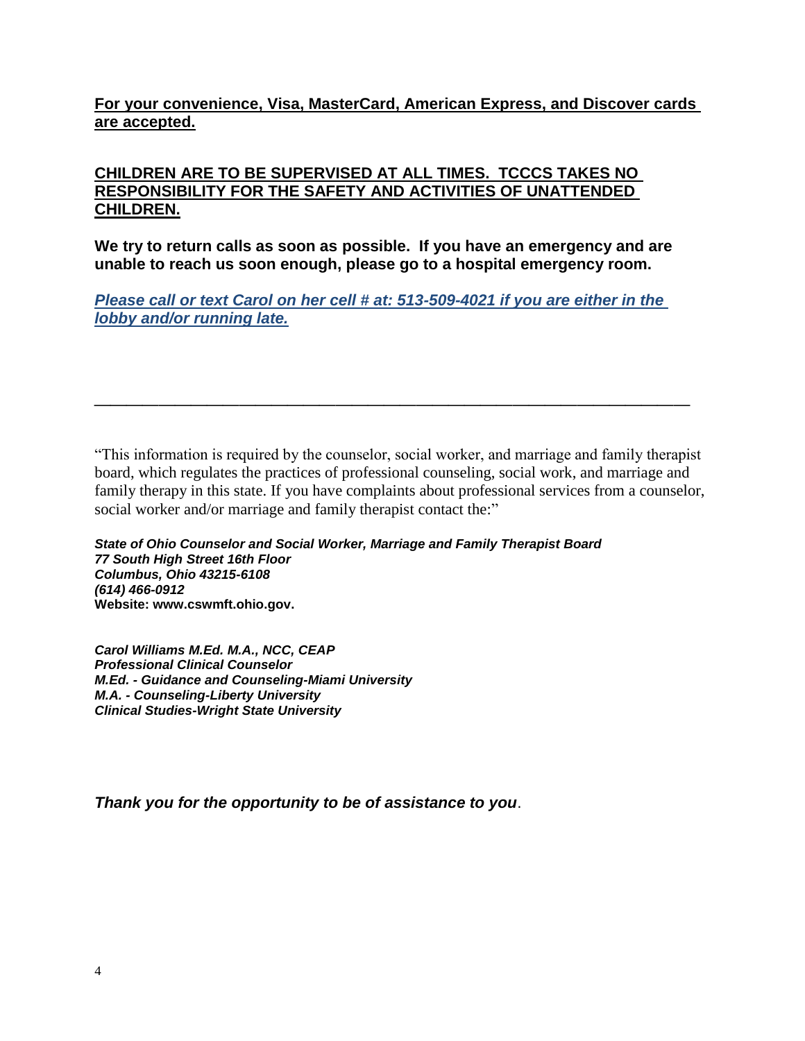**For your convenience, Visa, MasterCard, American Express, and Discover cards are accepted.**

**CHILDREN ARE TO BE SUPERVISED AT ALL TIMES. TCCCS TAKES NO RESPONSIBILITY FOR THE SAFETY AND ACTIVITIES OF UNATTENDED CHILDREN.**

**We try to return calls as soon as possible. If you have an emergency and are unable to reach us soon enough, please go to a hospital emergency room.**

***Please call or text Carol on her cell # at: 513-509-4021 if you are either in the lobby and/or running late.***

---

"This information is required by the counselor, social worker, and marriage and family therapist board, which regulates the practices of professional counseling, social work, and marriage and family therapy in this state. If you have complaints about professional services from a counselor, social worker and/or marriage and family therapist contact the:"

***State of Ohio Counselor and Social Worker, Marriage and Family Therapist Board***
***77 South High Street 16th Floor***
***Columbus, Ohio 43215-6108***
***(614) 466-0912***
**Website: www.cswmft.ohio.gov.**

***Carol Williams M.Ed. M.A., NCC, CEAP***
***Professional Clinical Counselor***
***M.Ed. - Guidance and Counseling-Miami University***
***M.A. - Counseling-Liberty University***
***Clinical Studies-Wright State University***

***Thank you for the opportunity to be of assistance to you*.**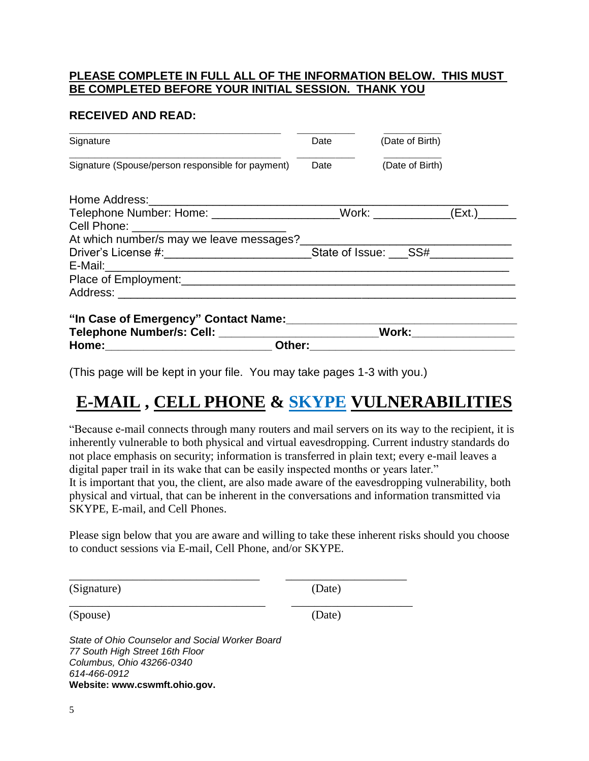**PLEASE COMPLETE IN FULL ALL OF THE INFORMATION BELOW. THIS MUST BE COMPLETED BEFORE YOUR INITIAL SESSION. THANK YOU**

**RECEIVED AND READ:**

\_\_\_\_\_\_\_\_\_\_\_\_\_\_\_\_\_\_\_\_\_\_\_\_\_\_\_\_\_\_\_\_\_\_\_\_ \_\_\_\_\_\_\_\_\_\_ \_\_\_\_\_\_\_\_\_\_
Signature Date (Date of Birth)

\_\_\_\_\_\_\_\_\_\_\_\_\_\_\_\_\_\_\_\_\_\_\_\_\_\_\_\_\_\_\_\_\_\_\_\_ \_\_\_\_\_\_\_\_\_\_ \_\_\_\_\_\_\_\_\_\_
Signature (Spouse/person responsible for payment) Date (Date of Birth)

Home Address:\_\_\_\_\_\_\_\_\_\_\_\_\_\_\_\_\_\_\_\_\_\_\_\_\_\_\_\_\_\_\_\_\_\_\_\_\_\_\_\_\_\_\_\_\_\_\_\_\_\_\_\_
Telephone Number: Home: \_\_\_\_\_\_\_\_\_\_\_\_\_\_\_\_\_\_\_Work: \_\_\_\_\_\_\_\_\_\_\_\_(Ext.)\_\_\_\_\_\_
Cell Phone: \_\_\_\_\_\_\_\_\_\_\_\_\_\_\_\_\_\_\_\_\_\_\_\_\_
At which number/s may we leave messages?\_\_\_\_\_\_\_\_\_\_\_\_\_\_\_\_\_\_\_\_\_\_\_\_\_\_\_\_\_\_
Driver's License #:\_\_\_\_\_\_\_\_\_\_\_\_\_\_\_\_\_\_\_\_\_\_State of Issue: \_\_\_SS#\_\_\_\_\_\_\_\_\_\_\_\_\_
E-Mail:\_\_\_\_\_\_\_\_\_\_\_\_\_\_\_\_\_\_\_\_\_\_\_\_\_\_\_\_\_\_\_\_\_\_\_\_\_\_\_\_\_\_\_\_\_\_\_\_\_\_\_\_\_\_\_\_\_\_\_\_
Place of Employment:\_\_\_\_\_\_\_\_\_\_\_\_\_\_\_\_\_\_\_\_\_\_\_\_\_\_\_\_\_\_\_\_\_\_\_\_\_\_\_\_\_\_\_\_\_\_\_\_\_\_\_\_
Address: \_\_\_\_\_\_\_\_\_\_\_\_\_\_\_\_\_\_\_\_\_\_\_\_\_\_\_\_\_\_\_\_\_\_\_\_\_\_\_\_\_\_\_\_\_\_\_\_\_\_\_\_\_\_\_\_\_\_\_

**"In Case of Emergency" Contact Name:**\_\_\_\_\_\_\_\_\_\_\_\_\_\_\_\_\_\_\_\_\_\_\_\_\_\_\_\_\_\_\_\_\_\_\_
**Telephone Number/s: Cell:** \_\_\_\_\_\_\_\_\_\_\_\_\_\_\_\_\_\_\_\_\_\_\_\_**Work:**\_\_\_\_\_\_\_\_\_\_\_\_\_\_\_\_
**Home:**\_\_\_\_\_\_\_\_\_\_\_\_\_\_\_\_\_\_\_\_\_\_\_\_\_\_ **Other:**\_\_\_\_\_\_\_\_\_\_\_\_\_\_\_\_\_\_\_\_\_\_\_\_\_\_\_\_\_\_\_\_

(This page will be kept in your file. You may take pages 1-3 with you.)

# E-MAIL , CELL PHONE & SKYPE VULNERABILITIES

"Because e-mail connects through many routers and mail servers on its way to the recipient, it is inherently vulnerable to both physical and virtual eavesdropping. Current industry standards do not place emphasis on security; information is transferred in plain text; every e-mail leaves a digital paper trail in its wake that can be easily inspected months or years later."
It is important that you, the client, are also made aware of the eavesdropping vulnerability, both physical and virtual, that can be inherent in the conversations and information transmitted via SKYPE, E-mail, and Cell Phones.

Please sign below that you are aware and willing to take these inherent risks should you choose to conduct sessions via E-mail, Cell Phone, and/or SKYPE.

\_\_\_\_\_\_\_\_\_\_\_\_\_\_\_\_\_\_\_\_\_\_\_\_\_\_\_\_\_\_\_\_\_ \_\_\_\_\_\_\_\_\_\_\_\_\_\_\_\_\_\_\_\_
(Signature) (Date)

\_\_\_\_\_\_\_\_\_\_\_\_\_\_\_\_\_\_\_\_\_\_\_\_\_\_\_\_\_\_\_\_\_ \_\_\_\_\_\_\_\_\_\_\_\_\_\_\_\_\_\_\_\_
(Spouse) (Date)

*State of Ohio Counselor and Social Worker Board*
*77 South High Street 16th Floor*
*Columbus, Ohio 43266-0340*
*614-466-0912*
**Website: www.cswmft.ohio.gov.**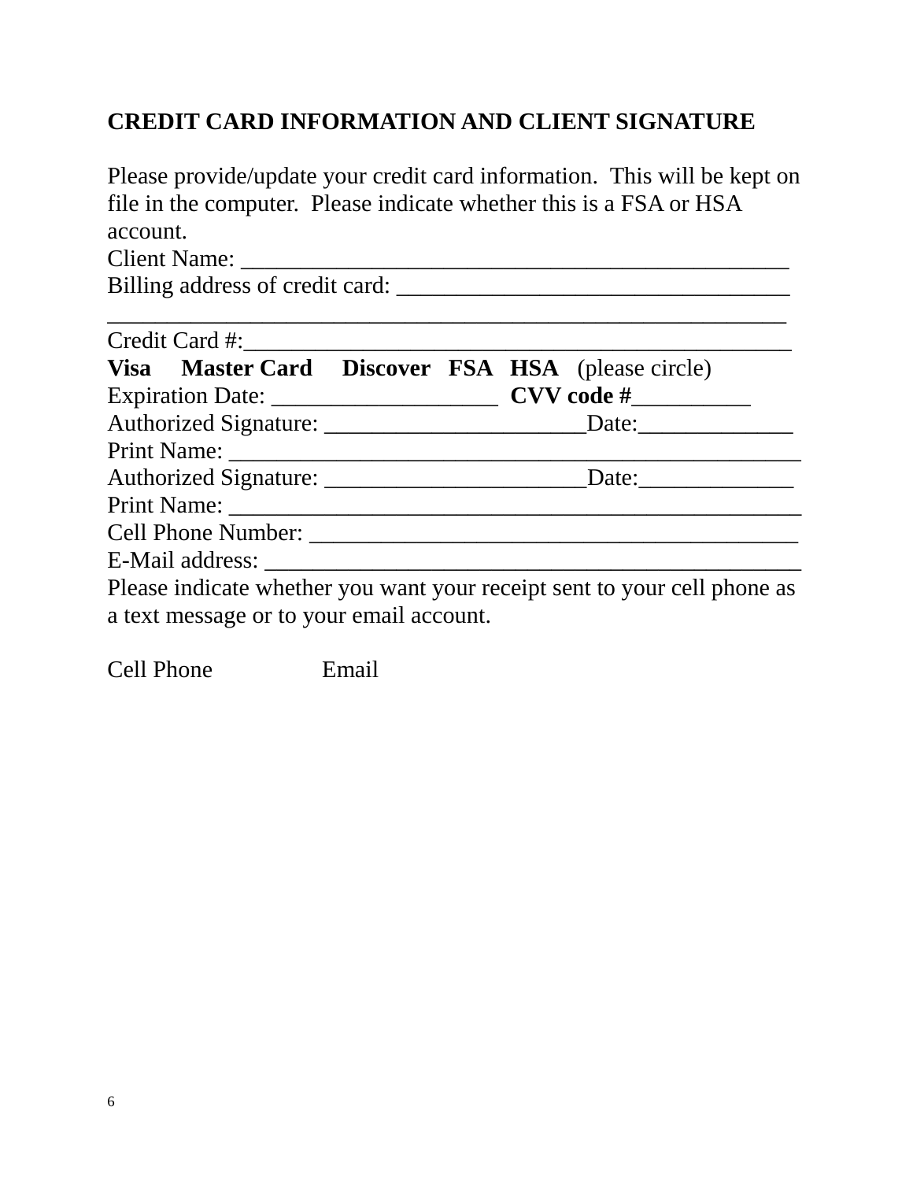**CREDIT CARD INFORMATION AND CLIENT SIGNATURE**

Please provide/update your credit card information. This will be kept on file in the computer. Please indicate whether this is a FSA or HSA account.

Client Name: _______________________________________________

Billing address of credit card: __________________________________

____________________________________________________________

Credit Card #:______________________________________________

**Visa   Master Card   Discover   FSA   HSA**   (please circle)

Expiration Date: ___________________ **CVV code #**__________

Authorized Signature: ______________________Date:_____________

Print Name: _________________________________________________

Authorized Signature: ______________________Date:_____________

Print Name: _________________________________________________

Cell Phone Number: _________________________________________

E-Mail address: _____________________________________________

Please indicate whether you want your receipt sent to your cell phone as a text message or to your email account.

Cell Phone          Email